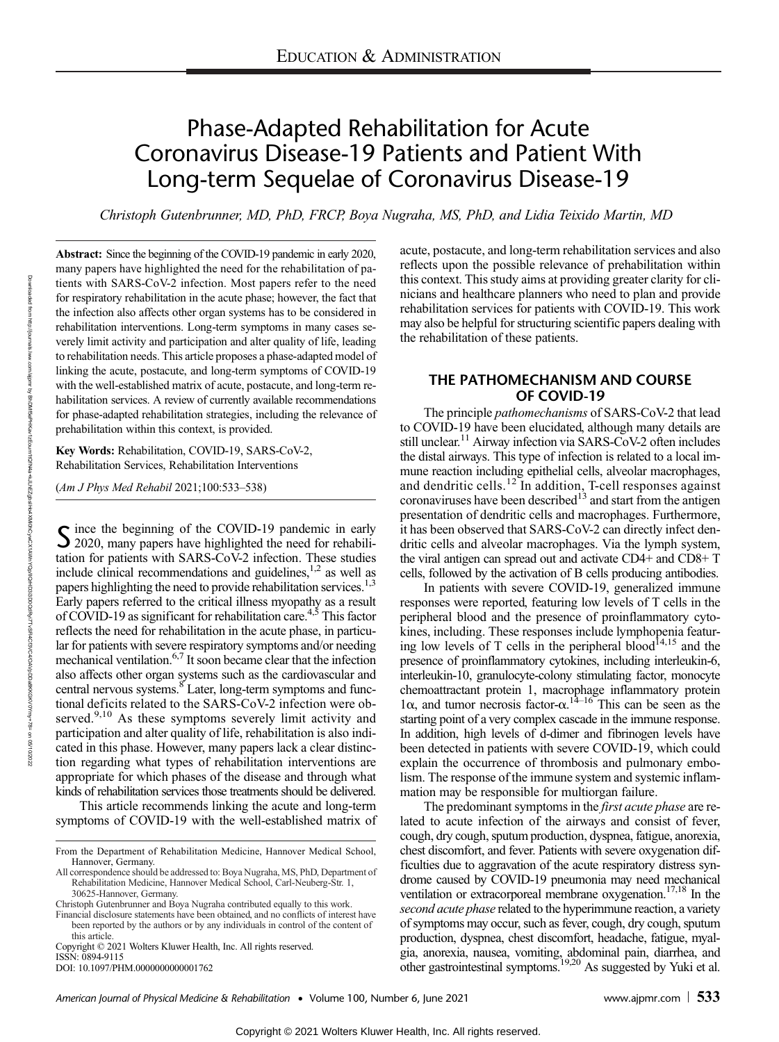EDUCATION & ADMINISTRATION

# Phase-Adapted Rehabilitation for Acute Coronavirus Disease-19 Patients and Patient With Long-term Sequelae of Coronavirus Disease-19

*Christoph Gutenbrunner, MD, PhD, FRCP, Boya Nugraha, MS, PhD, and Lidia Teixido Martin, MD*

**Abstract:** Since the beginning of the COVID-19 pandemic in early 2020, many papers have highlighted the need for the rehabilitation of patients with SARS-CoV-2 infection. Most papers refer to the need for respiratory rehabilitation in the acute phase; however, the fact that the infection also affects other organ systems has to be considered in rehabilitation interventions. Long-term symptoms in many cases severely limit activity and participation and alter quality of life, leading to rehabilitation needs. This article proposes a phase-adapted model of linking the acute, postacute, and long-term symptoms of COVID-19 with the well-established matrix of acute, postacute, and long-term rehabilitation services. A review of currently available recommendations for phase-adapted rehabilitation strategies, including the relevance of prehabilitation within this context, is provided.

**Key Words:** Rehabilitation, COVID-19, SARS-CoV-2, Rehabilitation Services, Rehabilitation Interventions

(*Am J Phys Med Rehabil* 2021;100:533–538)

Since the beginning of the COVID-19 pandemic in early 2020, many papers have highlighted the need for rehabilitation for patients with SARS-CoV-2 infection. These studies include clinical recommendations and guidelines,[1,2] as well as papers highlighting the need to provide rehabilitation services.[1,3] Early papers referred to the critical illness myopathy as a result of COVID-19 as significant for rehabilitation care.[4,5] This factor reflects the need for rehabilitation in the acute phase, in particular for patients with severe respiratory symptoms and/or needing mechanical ventilation.[6,7] It soon became clear that the infection also affects other organ systems such as the cardiovascular and central nervous systems.[8] Later, long-term symptoms and functional deficits related to the SARS-CoV-2 infection were observed.[9,10] As these symptoms severely limit activity and participation and alter quality of life, rehabilitation is also indicated in this phase. However, many papers lack a clear distinction regarding what types of rehabilitation interventions are appropriate for which phases of the disease and through what kinds of rehabilitation services those treatments should be delivered.

This article recommends linking the acute and long-term symptoms of COVID-19 with the well-established matrix of acute, postacute, and long-term rehabilitation services and also reflects upon the possible relevance of prehabilitation within this context. This study aims at providing greater clarity for clinicians and healthcare planners who need to plan and provide rehabilitation services for patients with COVID-19. This work may also be helpful for structuring scientific papers dealing with the rehabilitation of these patients.

## THE PATHOMECHANISM AND COURSE OF COVID-19

The principle *pathomechanisms* of SARS-CoV-2 that lead to COVID-19 have been elucidated, although many details are still unclear.[11] Airway infection via SARS-CoV-2 often includes the distal airways. This type of infection is related to a local immune reaction including epithelial cells, alveolar macrophages, and dendritic cells.[12] In addition, T-cell responses against coronaviruses have been described[13] and start from the antigen presentation of dendritic cells and macrophages. Furthermore, it has been observed that SARS-CoV-2 can directly infect dendritic cells and alveolar macrophages. Via the lymph system, the viral antigen can spread out and activate CD4+ and CD8+ T cells, followed by the activation of B cells producing antibodies.

In patients with severe COVID-19, generalized immune responses were reported, featuring low levels of T cells in the peripheral blood and the presence of proinflammatory cytokines, including. These responses include lymphopenia featuring low levels of T cells in the peripheral blood[14,15] and the presence of proinflammatory cytokines, including interleukin-6, interleukin-10, granulocyte-colony stimulating factor, monocyte chemoattractant protein 1, macrophage inflammatory protein 1α, and tumor necrosis factor-α.[14–16] This can be seen as the starting point of a very complex cascade in the immune response. In addition, high levels of d-dimer and fibrinogen levels have been detected in patients with severe COVID-19, which could explain the occurrence of thrombosis and pulmonary embolism. The response of the immune system and systemic inflammation may be responsible for multiorgan failure.

The predominant symptoms in the *first acute phase* are related to acute infection of the airways and consist of fever, cough, dry cough, sputum production, dyspnea, fatigue, anorexia, chest discomfort, and fever. Patients with severe oxygenation difficulties due to aggravation of the acute respiratory distress syndrome caused by COVID-19 pneumonia may need mechanical ventilation or extracorporeal membrane oxygenation.[17,18] In the *second acute phase* related to the hyperimmune reaction, a variety of symptoms may occur, such as fever, cough, dry cough, sputum production, dyspnea, chest discomfort, headache, fatigue, myalgia, anorexia, nausea, vomiting, abdominal pain, diarrhea, and other gastrointestinal symptoms.[19,20] As suggested by Yuki et al.

From the Department of Rehabilitation Medicine, Hannover Medical School, Hannover, Germany.

All correspondence should be addressed to: Boya Nugraha, MS, PhD, Department of Rehabilitation Medicine, Hannover Medical School, Carl-Neuberg-Str. 1, 30625-Hannover, Germany.

Christoph Gutenbrunner and Boya Nugraha contributed equally to this work.

Financial disclosure statements have been obtained, and no conflicts of interest have been reported by the authors or by any individuals in control of the content of this article.

Copyright © 2021 Wolters Kluwer Health, Inc. All rights reserved.

ISSN: 0894-9115

DOI: 10.1097/PHM.0000000000001762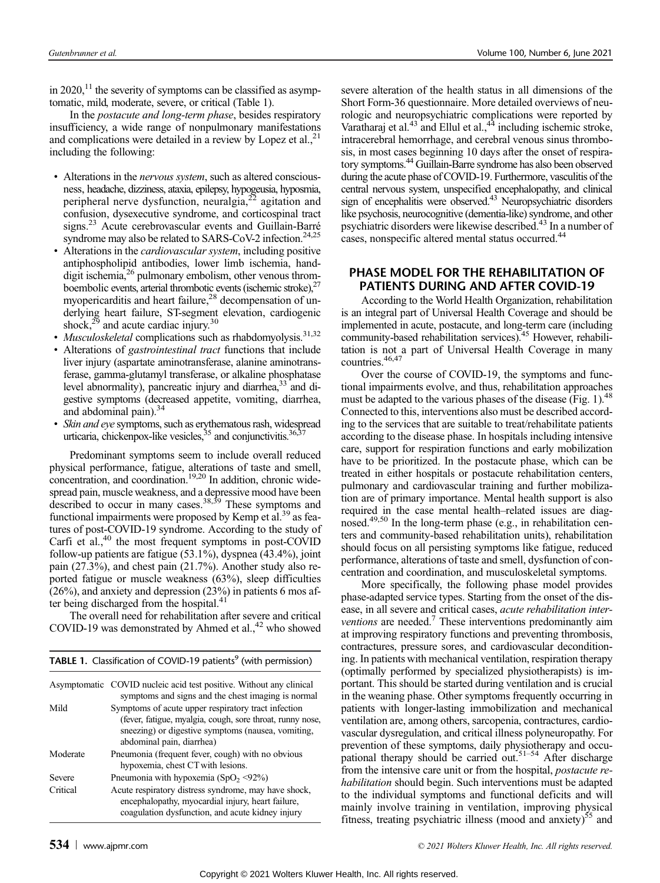in 2020,[11] the severity of symptoms can be classified as asymptomatic, mild, moderate, severe, or critical (Table 1).

In the *postacute and long-term phase*, besides respiratory insufficiency, a wide range of nonpulmonary manifestations and complications were detailed in a review by Lopez et al.,[21] including the following:

- Alterations in the *nervous system*, such as altered consciousness, headache, dizziness, ataxia, epilepsy, hypogeusia, hyposmia, peripheral nerve dysfunction, neuralgia,[22] agitation and confusion, dysexecutive syndrome, and corticospinal tract signs.[23] Acute cerebrovascular events and Guillain-Barré syndrome may also be related to SARS-CoV-2 infection.[24,25]
- Alterations in the *cardiovascular system*, including positive antiphospholipid antibodies, lower limb ischemia, hand-digit ischemia,[26] pulmonary embolism, other venous thromboembolic events, arterial thrombotic events (ischemic stroke),[27] myopericarditis and heart failure,[28] decompensation of underlying heart failure, ST-segment elevation, cardiogenic shock,[29] and acute cardiac injury.[30]
- *Musculoskeletal* complications such as rhabdomyolysis.[31,32]
- Alterations of *gastrointestinal tract* functions that include liver injury (aspartate aminotransferase, alanine aminotransferase, gamma-glutamyl transferase, or alkaline phosphatase level abnormality), pancreatic injury and diarrhea,[33] and digestive symptoms (decreased appetite, vomiting, diarrhea, and abdominal pain).[34]
- *Skin and eye* symptoms, such as erythematous rash, widespread urticaria, chickenpox-like vesicles,[35] and conjunctivitis.[36,37]

Predominant symptoms seem to include overall reduced physical performance, fatigue, alterations of taste and smell, concentration, and coordination.[19,20] In addition, chronic widespread pain, muscle weakness, and a depressive mood have been described to occur in many cases.[38,39] These symptoms and functional impairments were proposed by Kemp et al.[39] as features of post-COVID-19 syndrome. According to the study of Carfi et al.,[40] the most frequent symptoms in post-COVID follow-up patients are fatigue (53.1%), dyspnea (43.4%), joint pain (27.3%), and chest pain (21.7%). Another study also reported fatigue or muscle weakness (63%), sleep difficulties (26%), and anxiety and depression (23%) in patients 6 mos after being discharged from the hospital.[41]

The overall need for rehabilitation after severe and critical COVID-19 was demonstrated by Ahmed et al.,[42] who showed severe alteration of the health status in all dimensions of the Short Form-36 questionnaire. More detailed overviews of neurologic and neuropsychiatric complications were reported by Varatharaj et al.[43] and Ellul et al.,[44] including ischemic stroke, intracerebral hemorrhage, and cerebral venous sinus thrombosis, in most cases beginning 10 days after the onset of respiratory symptoms.[44] Guillain-Barre syndrome has also been observed during the acute phase of COVID-19. Furthermore, vasculitis of the central nervous system, unspecified encephalopathy, and clinical sign of encephalitis were observed.[43] Neuropsychiatric disorders like psychosis, neurocognitive (dementia-like) syndrome, and other psychiatric disorders were likewise described.[43] In a number of cases, nonspecific altered mental status occurred.[44]

**TABLE 1.** Classification of COVID-19 patients[9] (with permission)

| | |
|---|---|
| Asymptomatic | COVID nucleic acid test positive. Without any clinical symptoms and signs and the chest imaging is normal |
| Mild | Symptoms of acute upper respiratory tract infection (fever, fatigue, myalgia, cough, sore throat, runny nose, sneezing) or digestive symptoms (nausea, vomiting, abdominal pain, diarrhea) |
| Moderate | Pneumonia (frequent fever, cough) with no obvious hypoxemia, chest CT with lesions. |
| Severe | Pneumonia with hypoxemia ($SpO_2$ <92%) |
| Critical | Acute respiratory distress syndrome, may have shock, encephalopathy, myocardial injury, heart failure, coagulation dysfunction, and acute kidney injury |

## PHASE MODEL FOR THE REHABILITATION OF PATIENTS DURING AND AFTER COVID-19

According to the World Health Organization, rehabilitation is an integral part of Universal Health Coverage and should be implemented in acute, postacute, and long-term care (including community-based rehabilitation services).[45] However, rehabilitation is not a part of Universal Health Coverage in many countries.[46,47]

Over the course of COVID-19, the symptoms and functional impairments evolve, and thus, rehabilitation approaches must be adapted to the various phases of the disease (Fig. 1).[48] Connected to this, interventions also must be described according to the services that are suitable to treat/rehabilitate patients according to the disease phase. In hospitals including intensive care, support for respiration functions and early mobilization have to be prioritized. In the postacute phase, which can be treated in either hospitals or postacute rehabilitation centers, pulmonary and cardiovascular training and further mobilization are of primary importance. Mental health support is also required in the case mental health–related issues are diagnosed.[49,50] In the long-term phase (e.g., in rehabilitation centers and community-based rehabilitation units), rehabilitation should focus on all persisting symptoms like fatigue, reduced performance, alterations of taste and smell, dysfunction of concentration and coordination, and musculoskeletal symptoms.

More specifically, the following phase model provides phase-adapted service types. Starting from the onset of the disease, in all severe and critical cases, *acute rehabilitation interventions* are needed.[7] These interventions predominantly aim at improving respiratory functions and preventing thrombosis, contractures, pressure sores, and cardiovascular deconditioning. In patients with mechanical ventilation, respiration therapy (optimally performed by specialized physiotherapists) is important. This should be started during ventilation and is crucial in the weaning phase. Other symptoms frequently occurring in patients with longer-lasting immobilization and mechanical ventilation are, among others, sarcopenia, contractures, cardiovascular dysregulation, and critical illness polyneuropathy. For prevention of these symptoms, daily physiotherapy and occupational therapy should be carried out.[51–54] After discharge from the intensive care unit or from the hospital, *postacute rehabilitation* should begin. Such interventions must be adapted to the individual symptoms and functional deficits and will mainly involve training in ventilation, improving physical fitness, treating psychiatric illness (mood and anxiety)[55] and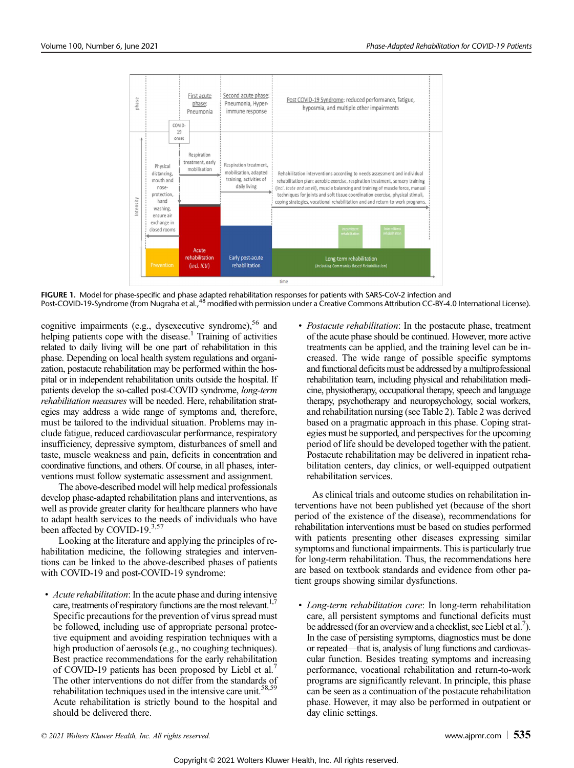FIGURE 1. Model for phase-specific and phase adapted rehabilitation responses for patients with SARS-CoV-2 infection and Post-COVID-19-Syndrome (from Nugraha et al.,[48] modified with permission under a Creative Commons Attribution CC-BY-4.0 International License).

cognitive impairments (e.g., dysexecutive syndrome),[56] and helping patients cope with the disease.[1] Training of activities related to daily living will be one part of rehabilitation in this phase. Depending on local health system regulations and organization, postacute rehabilitation may be performed within the hospital or in independent rehabilitation units outside the hospital. If patients develop the so-called post-COVID syndrome, *long-term rehabilitation measures* will be needed. Here, rehabilitation strategies may address a wide range of symptoms and, therefore, must be tailored to the individual situation. Problems may include fatigue, reduced cardiovascular performance, respiratory insufficiency, depressive symptom, disturbances of smell and taste, muscle weakness and pain, deficits in concentration and coordinative functions, and others. Of course, in all phases, interventions must follow systematic assessment and assignment.

The above-described model will help medical professionals develop phase-adapted rehabilitation plans and interventions, as well as provide greater clarity for healthcare planners who have to adapt health services to the needs of individuals who have been affected by COVID-19.[3,57]

Looking at the literature and applying the principles of rehabilitation medicine, the following strategies and interventions can be linked to the above-described phases of patients with COVID-19 and post-COVID-19 syndrome:

- *Acute rehabilitation*: In the acute phase and during intensive care, treatments of respiratory functions are the most relevant.[1,7] Specific precautions for the prevention of virus spread must be followed, including use of appropriate personal protective equipment and avoiding respiration techniques with a high production of aerosols (e.g., no coughing techniques). Best practice recommendations for the early rehabilitation of COVID-19 patients has been proposed by Liebl et al.[7] The other interventions do not differ from the standards of rehabilitation techniques used in the intensive care unit.[58,59] Acute rehabilitation is strictly bound to the hospital and should be delivered there.
- *Postacute rehabilitation*: In the postacute phase, treatment of the acute phase should be continued. However, more active treatments can be applied, and the training level can be increased. The wide range of possible specific symptoms and functional deficits must be addressed by a multiprofessional rehabilitation team, including physical and rehabilitation medicine, physiotherapy, occupational therapy, speech and language therapy, psychotherapy and neuropsychology, social workers, and rehabilitation nursing (see Table 2). Table 2 was derived based on a pragmatic approach in this phase. Coping strategies must be supported, and perspectives for the upcoming period of life should be developed together with the patient. Postacute rehabilitation may be delivered in inpatient rehabilitation centers, day clinics, or well-equipped outpatient rehabilitation services.

As clinical trials and outcome studies on rehabilitation interventions have not been published yet (because of the short period of the existence of the disease), recommendations for rehabilitation interventions must be based on studies performed with patients presenting other diseases expressing similar symptoms and functional impairments. This is particularly true for long-term rehabilitation. Thus, the recommendations here are based on textbook standards and evidence from other patient groups showing similar dysfunctions.

- *Long-term rehabilitation care*: In long-term rehabilitation care, all persistent symptoms and functional deficits must be addressed (for an overview and a checklist, see Liebl et al.[7]). In the case of persisting symptoms, diagnostics must be done or repeated—that is, analysis of lung functions and cardiovascular function. Besides treating symptoms and increasing performance, vocational rehabilitation and return-to-work programs are significantly relevant. In principle, this phase can be seen as a continuation of the postacute rehabilitation phase. However, it may also be performed in outpatient or day clinic settings.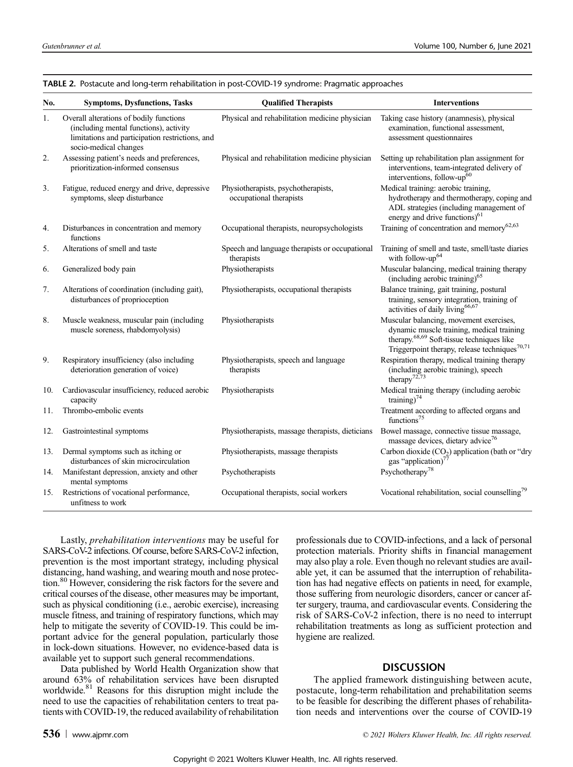**TABLE 2.** Postacute and long-term rehabilitation in post-COVID-19 syndrome: Pragmatic approaches

| No. | Symptoms, Dysfunctions, Tasks | Qualified Therapists | Interventions |
|---|---|---|---|
| 1. | Overall alterations of bodily functions (including mental functions), activity limitations and participation restrictions, and socio-medical changes | Physical and rehabilitation medicine physician | Taking case history (anamnesis), physical examination, functional assessment, assessment questionnaires |
| 2. | Assessing patient's needs and preferences, prioritization-informed consensus | Physical and rehabilitation medicine physician | Setting up rehabilitation plan assignment for interventions, team-integrated delivery of interventions, follow-up[60] |
| 3. | Fatigue, reduced energy and drive, depressive symptoms, sleep disturbance | Physiotherapists, psychotherapists, occupational therapists | Medical training: aerobic training, hydrotherapy and thermotherapy, coping and ADL strategies (including management of energy and drive functions)[61] |
| 4. | Disturbances in concentration and memory functions | Occupational therapists, neuropsychologists | Training of concentration and memory[62,63] |
| 5. | Alterations of smell and taste | Speech and language therapists or occupational therapists | Training of smell and taste, smell/taste diaries with follow-up[64] |
| 6. | Generalized body pain | Physiotherapists | Muscular balancing, medical training therapy (including aerobic training)[65] |
| 7. | Alterations of coordination (including gait), disturbances of proprioception | Physiotherapists, occupational therapists | Balance training, gait training, postural training, sensory integration, training of activities of daily living[66,67] |
| 8. | Muscle weakness, muscular pain (including muscle soreness, rhabdomyolysis) | Physiotherapists | Muscular balancing, movement exercises, dynamic muscle training, medical training therapy.[68,69] Soft-tissue techniques like Triggerpoint therapy, release techniques[70,71] |
| 9. | Respiratory insufficiency (also including deterioration generation of voice) | Physiotherapists, speech and language therapists | Respiration therapy, medical training therapy (including aerobic training), speech therapy[72,73] |
| 10. | Cardiovascular insufficiency, reduced aerobic capacity | Physiotherapists | Medical training therapy (including aerobic training)[74] |
| 11. | Thrombo-embolic events | | Treatment according to affected organs and functions[75] |
| 12. | Gastrointestinal symptoms | Physiotherapists, massage therapists, dieticians | Bowel massage, connective tissue massage, massage devices, dietary advice[76] |
| 13. | Dermal symptoms such as itching or disturbances of skin microcirculation | Physiotherapists, massage therapists | Carbon dioxide ($CO_2$) application (bath or "dry gas "application)[77] |
| 14. | Manifestant depression, anxiety and other mental symptoms | Psychotherapists | Psychotherapy[78] |
| 15. | Restrictions of vocational performance, unfitness to work | Occupational therapists, social workers | Vocational rehabilitation, social counselling[79] |

Lastly, *prehabilitation interventions* may be useful for SARS-CoV-2 infections. Of course, before SARS-CoV-2 infection, prevention is the most important strategy, including physical distancing, hand washing, and wearing mouth and nose protection.[80] However, considering the risk factors for the severe and critical courses of the disease, other measures may be important, such as physical conditioning (i.e., aerobic exercise), increasing muscle fitness, and training of respiratory functions, which may help to mitigate the severity of COVID-19. This could be important advice for the general population, particularly those in lock-down situations. However, no evidence-based data is available yet to support such general recommendations.

Data published by World Health Organization show that around 63% of rehabilitation services have been disrupted worldwide.[81] Reasons for this disruption might include the need to use the capacities of rehabilitation centers to treat patients with COVID-19, the reduced availability of rehabilitation professionals due to COVID-infections, and a lack of personal protection materials. Priority shifts in financial management may also play a role. Even though no relevant studies are available yet, it can be assumed that the interruption of rehabilitation has had negative effects on patients in need, for example, those suffering from neurologic disorders, cancer or cancer after surgery, trauma, and cardiovascular events. Considering the risk of SARS-CoV-2 infection, there is no need to interrupt rehabilitation treatments as long as sufficient protection and hygiene are realized.

## DISCUSSION

The applied framework distinguishing between acute, postacute, long-term rehabilitation and prehabilitation seems to be feasible for describing the different phases of rehabilitation needs and interventions over the course of COVID-19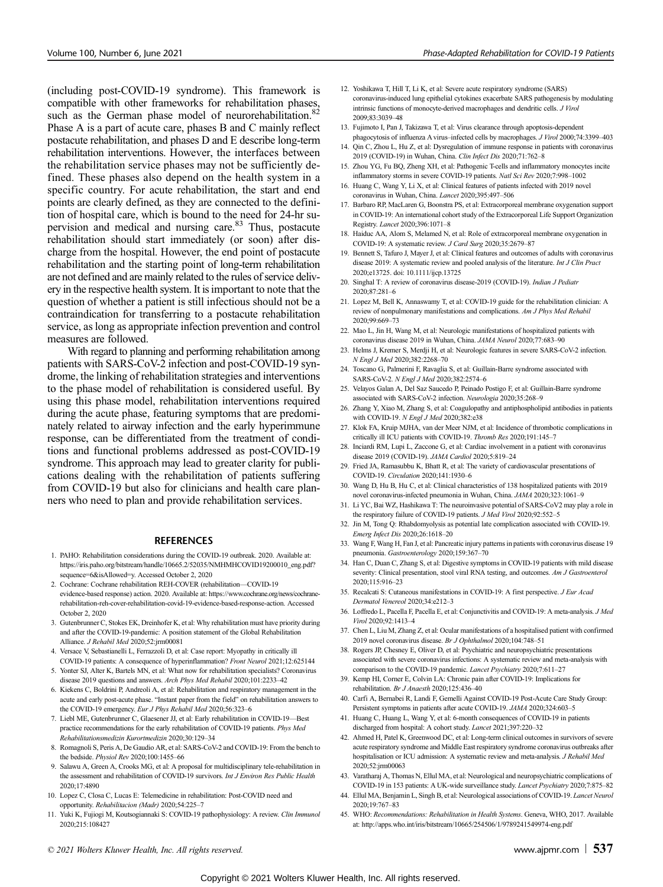(including post-COVID-19 syndrome). This framework is compatible with other frameworks for rehabilitation phases, such as the German phase model of neurorehabilitation.[82] Phase A is a part of acute care, phases B and C mainly reflect postacute rehabilitation, and phases D and E describe long-term rehabilitation interventions. However, the interfaces between the rehabilitation service phases may not be sufficiently defined. These phases also depend on the health system in a specific country. For acute rehabilitation, the start and end points are clearly defined, as they are connected to the definition of hospital care, which is bound to the need for 24-hr supervision and medical and nursing care.[83] Thus, postacute rehabilitation should start immediately (or soon) after discharge from the hospital. However, the end point of postacute rehabilitation and the starting point of long-term rehabilitation are not defined and are mainly related to the rules of service delivery in the respective health system. It is important to note that the question of whether a patient is still infectious should not be a contraindication for transferring to a postacute rehabilitation service, as long as appropriate infection prevention and control measures are followed.

With regard to planning and performing rehabilitation among patients with SARS-CoV-2 infection and post-COVID-19 syndrome, the linking of rehabilitation strategies and interventions to the phase model of rehabilitation is considered useful. By using this phase model, rehabilitation interventions required during the acute phase, featuring symptoms that are predominately related to airway infection and the early hyperimmune response, can be differentiated from the treatment of conditions and functional problems addressed as post-COVID-19 syndrome. This approach may lead to greater clarity for publications dealing with the rehabilitation of patients suffering from COVID-19 but also for clinicians and health care planners who need to plan and provide rehabilitation services.

## REFERENCES

1. PAHO: Rehabilitation considerations during the COVID-19 outbreak. 2020. Available at: https://iris.paho.org/bitstream/handle/10665.2/52035/NMHMHCOVID19200010_eng.pdf?sequence=6&isAllowed=y. Accessed October 2, 2020
2. Cochrane: Cochrane rehabilitation REH-COVER (rehabilitation—COVID-19 evidence-based response) action. 2020. Available at: https://www.cochrane.org/news/cochrane-rehabilitation-reh-cover-rehabilitation-covid-19-evidence-based-response-action. Accessed October 2, 2020
3. Gutenbrunner C, Stokes EK, Dreinhofer K, et al: Why rehabilitation must have priority during and after the COVID-19-pandemic: A position statement of the Global Rehabilitation Alliance. *J Rehabil Med* 2020;52:jrm00081
4. Versace V, Sebastianelli L, Ferrazzoli D, et al: Case report: Myopathy in critically ill COVID-19 patients: A consequence of hyperinflammation? *Front Neurol* 2021;12:625144
5. Yonter SJ, Alter K, Bartels MN, et al: What now for rehabilitation specialists? Coronavirus disease 2019 questions and answers. *Arch Phys Med Rehabil* 2020;101:2233–42
6. Kiekens C, Boldrini P, Andreoli A, et al: Rehabilitation and respiratory management in the acute and early post-acute phase. "Instant paper from the field" on rehabilitation answers to the COVID-19 emergency. *Eur J Phys Rehabil Med* 2020;56:323–6
7. Liebl ME, Gutenbrunner C, Glaesener JJ, et al: Early rehabilitation in COVID-19—Best practice recommendations for the early rehabilitation of COVID-19 patients. *Phys Med Rehabilitationsmedizin Kurortmedizin* 2020;30:129–34
8. Romagnoli S, Peris A, De Gaudio AR, et al: SARS-CoV-2 and COVID-19: From the bench to the bedside. *Physiol Rev* 2020;100:1455–66
9. Salawu A, Green A, Crooks MG, et al: A proposal for multidisciplinary tele-rehabilitation in the assessment and rehabilitation of COVID-19 survivors. *Int J Environ Res Public Health* 2020;17:4890
10. Lopez C, Closa C, Lucas E: Telemedicine in rehabilitation: Post-COVID need and opportunity. *Rehabilitacion (Madr)* 2020;54:225–7
11. Yuki K, Fujiogi M, Koutsogiannaki S: COVID-19 pathophysiology: A review. *Clin Immunol* 2020;215:108427
12. Yoshikawa T, Hill T, Li K, et al: Severe acute respiratory syndrome (SARS) coronavirus-induced lung epithelial cytokines exacerbate SARS pathogenesis by modulating intrinsic functions of monocyte-derived macrophages and dendritic cells. *J Virol* 2009;83:3039–48
13. Fujimoto I, Pan J, Takizawa T, et al: Virus clearance through apoptosis-dependent phagocytosis of influenza A virus–infected cells by macrophages. *J Virol* 2000;74:3399–403
14. Qin C, Zhou L, Hu Z, et al: Dysregulation of immune response in patients with coronavirus 2019 (COVID-19) in Wuhan, China. *Clin Infect Dis* 2020;71:762–8
15. Zhou YG, Fu BQ, Zheng XH, et al: Pathogenic T-cells and inflammatory monocytes incite inflammatory storms in severe COVID-19 patients. *Natl Sci Rev* 2020;7:998–1002
16. Huang C, Wang Y, Li X, et al: Clinical features of patients infected with 2019 novel coronavirus in Wuhan, China. *Lancet* 2020;395:497–506
17. Barbaro RP, MacLaren G, Boonstra PS, et al: Extracorporeal membrane oxygenation support in COVID-19: An international cohort study of the Extracorporeal Life Support Organization Registry. *Lancet* 2020;396:1071–8
18. Haiduc AA, Alom S, Melamed N, et al: Role of extracorporeal membrane oxygenation in COVID-19: A systematic review. *J Card Surg* 2020;35:2679–87
19. Bennett S, Tafuro J, Mayer J, et al: Clinical features and outcomes of adults with coronavirus disease 2019: A systematic review and pooled analysis of the literature. *Int J Clin Pract* 2020;e13725. doi: 10.1111/ijcp.13725
20. Singhal T: A review of coronavirus disease-2019 (COVID-19). *Indian J Pediatr* 2020;87:281–6
21. Lopez M, Bell K, Annaswamy T, et al: COVID-19 guide for the rehabilitation clinician: A review of nonpulmonary manifestations and complications. *Am J Phys Med Rehabil* 2020;99:669–73
22. Mao L, Jin H, Wang M, et al: Neurologic manifestations of hospitalized patients with coronavirus disease 2019 in Wuhan, China. *JAMA Neurol* 2020;77:683–90
23. Helms J, Kremer S, Merdji H, et al: Neurologic features in severe SARS-CoV-2 infection. *N Engl J Med* 2020;382:2268–70
24. Toscano G, Palmerini F, Ravaglia S, et al: Guillain-Barre syndrome associated with SARS-CoV-2. *N Engl J Med* 2020;382:2574–6
25. Velayos Galan A, Del Saz Saucedo P, Peinado Postigo F, et al: Guillain-Barre syndrome associated with SARS-CoV-2 infection. *Neurologia* 2020;35:268–9
26. Zhang Y, Xiao M, Zhang S, et al: Coagulopathy and antiphospholipid antibodies in patients with COVID-19. *N Engl J Med* 2020;382:e38
27. Klok FA, Kruip MJHA, van der Meer NJM, et al: Incidence of thrombotic complications in critically ill ICU patients with COVID-19. *Thromb Res* 2020;191:145–7
28. Inciardi RM, Lupi L, Zaccone G, et al: Cardiac involvement in a patient with coronavirus disease 2019 (COVID-19). *JAMA Cardiol* 2020;5:819–24
29. Fried JA, Ramasubbu K, Bhatt R, et al: The variety of cardiovascular presentations of COVID-19. *Circulation* 2020;141:1930–6
30. Wang D, Hu B, Hu C, et al: Clinical characteristics of 138 hospitalized patients with 2019 novel coronavirus-infected pneumonia in Wuhan, China. *JAMA* 2020;323:1061–9
31. Li YC, Bai WZ, Hashikawa T: The neuroinvasive potential of SARS-CoV2 may play a role in the respiratory failure of COVID-19 patients. *J Med Virol* 2020;92:552–5
32. Jin M, Tong Q: Rhabdomyolysis as potential late complication associated with COVID-19. *Emerg Infect Dis* 2020;26:1618–20
33. Wang F, Wang H, Fan J, et al: Pancreatic injury patterns in patients with coronavirus disease 19 pneumonia. *Gastroenterology* 2020;159:367–70
34. Han C, Duan C, Zhang S, et al: Digestive symptoms in COVID-19 patients with mild disease severity: Clinical presentation, stool viral RNA testing, and outcomes. *Am J Gastroenterol* 2020;115:916–23
35. Recalcati S: Cutaneous manifestations in COVID-19: A first perspective. *J Eur Acad Dermatol Venereol* 2020;34:e212–3
36. Loffredo L, Pacella F, Pacella E, et al: Conjunctivitis and COVID-19: A meta-analysis. *J Med Virol* 2020;92:1413–4
37. Chen L, Liu M, Zhang Z, et al: Ocular manifestations of a hospitalised patient with confirmed 2019 novel coronavirus disease. *Br J Ophthalmol* 2020;104:748–51
38. Rogers JP, Chesney E, Oliver D, et al: Psychiatric and neuropsychiatric presentations associated with severe coronavirus infections: A systematic review and meta-analysis with comparison to the COVID-19 pandemic. *Lancet Psychiatry* 2020;7:611–27
39. Kemp HI, Corner E, Colvin LA: Chronic pain after COVID-19: Implications for rehabilitation. *Br J Anaesth* 2020;125:436–40
40. Carfì A, Bernabei R, Landi F, Gemelli Against COVID-19 Post-Acute Care Study Group: Persistent symptoms in patients after acute COVID-19. *JAMA* 2020;324:603–5
41. Huang C, Huang L, Wang Y, et al: 6-month consequences of COVID-19 in patients discharged from hospital: A cohort study. *Lancet* 2021;397:220–32
42. Ahmed H, Patel K, Greenwood DC, et al: Long-term clinical outcomes in survivors of severe acute respiratory syndrome and Middle East respiratory syndrome coronavirus outbreaks after hospitalisation or ICU admission: A systematic review and meta-analysis. *J Rehabil Med* 2020;52:jrm00063
43. Varatharaj A, Thomas N, Ellul MA, et al: Neurological and neuropsychiatric complications of COVID-19 in 153 patients: A UK-wide surveillance study. *Lancet Psychiatry* 2020;7:875–82
44. Ellul MA, Benjamin L, Singh B, et al: Neurological associations of COVID-19. *Lancet Neurol* 2020;19:767–83
45. WHO: *Recommendations: Rehabilitation in Health Systems*. Geneva, WHO, 2017. Available at: http://apps.who.int/iris/bitstream/10665/254506/1/9789241549974-eng.pdf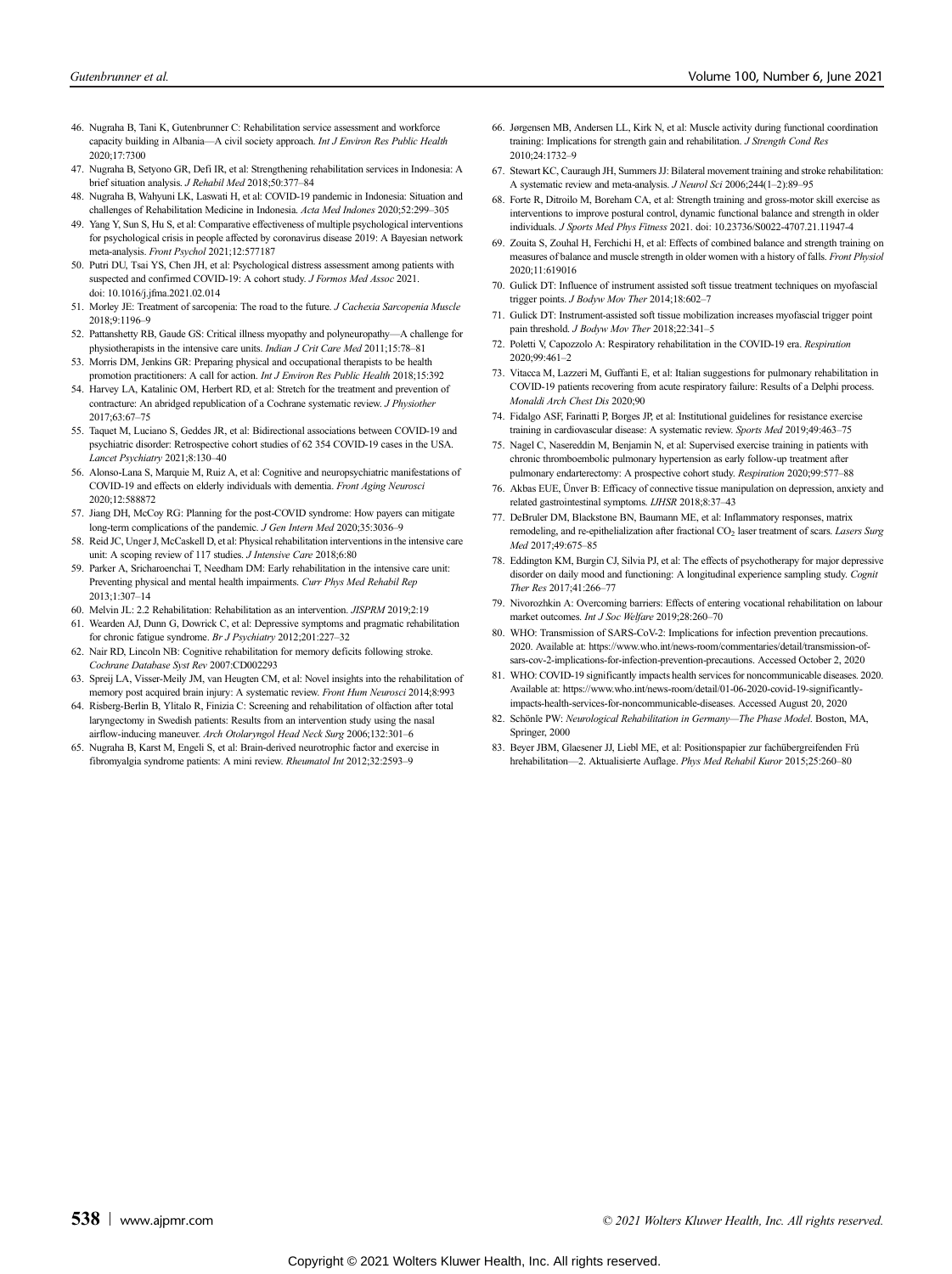46. Nugraha B, Tani K, Gutenbrunner C: Rehabilitation service assessment and workforce capacity building in Albania—A civil society approach. *Int J Environ Res Public Health* 2020;17:7300
47. Nugraha B, Setyono GR, Defi IR, et al: Strengthening rehabilitation services in Indonesia: A brief situation analysis. *J Rehabil Med* 2018;50:377–84
48. Nugraha B, Wahyuni LK, Laswati H, et al: COVID-19 pandemic in Indonesia: Situation and challenges of Rehabilitation Medicine in Indonesia. *Acta Med Indones* 2020;52:299–305
49. Yang Y, Sun S, Hu S, et al: Comparative effectiveness of multiple psychological interventions for psychological crisis in people affected by coronavirus disease 2019: A Bayesian network meta-analysis. *Front Psychol* 2021;12:577187
50. Putri DU, Tsai YS, Chen JH, et al: Psychological distress assessment among patients with suspected and confirmed COVID-19: A cohort study. *J Formos Med Assoc* 2021. doi: 10.1016/j.jfma.2021.02.014
51. Morley JE: Treatment of sarcopenia: The road to the future. *J Cachexia Sarcopenia Muscle* 2018;9:1196–9
52. Pattanshetty RB, Gaude GS: Critical illness myopathy and polyneuropathy—A challenge for physiotherapists in the intensive care units. *Indian J Crit Care Med* 2011;15:78–81
53. Morris DM, Jenkins GR: Preparing physical and occupational therapists to be health promotion practitioners: A call for action. *Int J Environ Res Public Health* 2018;15:392
54. Harvey LA, Katalinic OM, Herbert RD, et al: Stretch for the treatment and prevention of contracture: An abridged republication of a Cochrane systematic review. *J Physiother* 2017;63:67–75
55. Taquet M, Luciano S, Geddes JR, et al: Bidirectional associations between COVID-19 and psychiatric disorder: Retrospective cohort studies of 62 354 COVID-19 cases in the USA. *Lancet Psychiatry* 2021;8:130–40
56. Alonso-Lana S, Marquie M, Ruiz A, et al: Cognitive and neuropsychiatric manifestations of COVID-19 and effects on elderly individuals with dementia. *Front Aging Neurosci* 2020;12:588872
57. Jiang DH, McCoy RG: Planning for the post-COVID syndrome: How payers can mitigate long-term complications of the pandemic. *J Gen Intern Med* 2020;35:3036–9
58. Reid JC, Unger J, McCaskell D, et al: Physical rehabilitation interventions in the intensive care unit: A scoping review of 117 studies. *J Intensive Care* 2018;6:80
59. Parker A, Sricharoenchai T, Needham DM: Early rehabilitation in the intensive care unit: Preventing physical and mental health impairments. *Curr Phys Med Rehabil Rep* 2013;1:307–14
60. Melvin JL: 2.2 Rehabilitation: Rehabilitation as an intervention. *JISPRM* 2019;2:19
61. Wearden AJ, Dunn G, Dowrick C, et al: Depressive symptoms and pragmatic rehabilitation for chronic fatigue syndrome. *Br J Psychiatry* 2012;201:227–32
62. Nair RD, Lincoln NB: Cognitive rehabilitation for memory deficits following stroke. *Cochrane Database Syst Rev* 2007:CD002293
63. Spreij LA, Visser-Meily JM, van Heugten CM, et al: Novel insights into the rehabilitation of memory post acquired brain injury: A systematic review. *Front Hum Neurosci* 2014;8:993
64. Risberg-Berlin B, Ylitalo R, Finizia C: Screening and rehabilitation of olfaction after total laryngectomy in Swedish patients: Results from an intervention study using the nasal airflow-inducing maneuver. *Arch Otolaryngol Head Neck Surg* 2006;132:301–6
65. Nugraha B, Karst M, Engeli S, et al: Brain-derived neurotrophic factor and exercise in fibromyalgia syndrome patients: A mini review. *Rheumatol Int* 2012;32:2593–9
66. Jørgensen MB, Andersen LL, Kirk N, et al: Muscle activity during functional coordination training: Implications for strength gain and rehabilitation. *J Strength Cond Res* 2010;24:1732–9
67. Stewart KC, Cauraugh JH, Summers JJ: Bilateral movement training and stroke rehabilitation: A systematic review and meta-analysis. *J Neurol Sci* 2006;244(1–2):89–95
68. Forte R, Ditroilo M, Boreham CA, et al: Strength training and gross-motor skill exercise as interventions to improve postural control, dynamic functional balance and strength in older individuals. *J Sports Med Phys Fitness* 2021. doi: 10.23736/S0022-4707.21.11947-4
69. Zouita S, Zouhal H, Ferchichi H, et al: Effects of combined balance and strength training on measures of balance and muscle strength in older women with a history of falls. *Front Physiol* 2020;11:619016
70. Gulick DT: Influence of instrument assisted soft tissue treatment techniques on myofascial trigger points. *J Bodyw Mov Ther* 2014;18:602–7
71. Gulick DT: Instrument-assisted soft tissue mobilization increases myofascial trigger point pain threshold. *J Bodyw Mov Ther* 2018;22:341–5
72. Poletti V, Capozzolo A: Respiratory rehabilitation in the COVID-19 era. *Respiration* 2020;99:461–2
73. Vitacca M, Lazzeri M, Guffanti E, et al: Italian suggestions for pulmonary rehabilitation in COVID-19 patients recovering from acute respiratory failure: Results of a Delphi process. *Monaldi Arch Chest Dis* 2020;90
74. Fidalgo ASF, Farinatti P, Borges JP, et al: Institutional guidelines for resistance exercise training in cardiovascular disease: A systematic review. *Sports Med* 2019;49:463–75
75. Nagel C, Nasereddin M, Benjamin N, et al: Supervised exercise training in patients with chronic thromboembolic pulmonary hypertension as early follow-up treatment after pulmonary endarterectomy: A prospective cohort study. *Respiration* 2020;99:577–88
76. Akbas EUE, Ünver B: Efficacy of connective tissue manipulation on depression, anxiety and related gastrointestinal symptoms. *IJHSR* 2018;8:37–43
77. DeBruler DM, Blackstone BN, Baumann ME, et al: Inflammatory responses, matrix remodeling, and re-epithelialization after fractional $CO_2$ laser treatment of scars. *Lasers Surg Med* 2017;49:675–85
78. Eddington KM, Burgin CJ, Silvia PJ, et al: The effects of psychotherapy for major depressive disorder on daily mood and functioning: A longitudinal experience sampling study. *Cognit Ther Res* 2017;41:266–77
79. Nivorozhkin A: Overcoming barriers: Effects of entering vocational rehabilitation on labour market outcomes. *Int J Soc Welfare* 2019;28:260–70
80. WHO: Transmission of SARS-CoV-2: Implications for infection prevention precautions. 2020. Available at: https://www.who.int/news-room/commentaries/detail/transmission-of-sars-cov-2-implications-for-infection-prevention-precautions. Accessed October 2, 2020
81. WHO: COVID-19 significantly impacts health services for noncommunicable diseases. 2020. Available at: https://www.who.int/news-room/detail/01-06-2020-covid-19-significantly-impacts-health-services-for-noncommunicable-diseases. Accessed August 20, 2020
82. Schönle PW: *Neurological Rehabilitation in Germany—The Phase Model*. Boston, MA, Springer, 2000
83. Beyer JBM, Glaesener JJ, Liebl ME, et al: Positionspapier zur fachübergreifenden Frü hrehabilitation—2. Aktualisierte Auflage. *Phys Med Rehabil Kuror* 2015;25:260–80